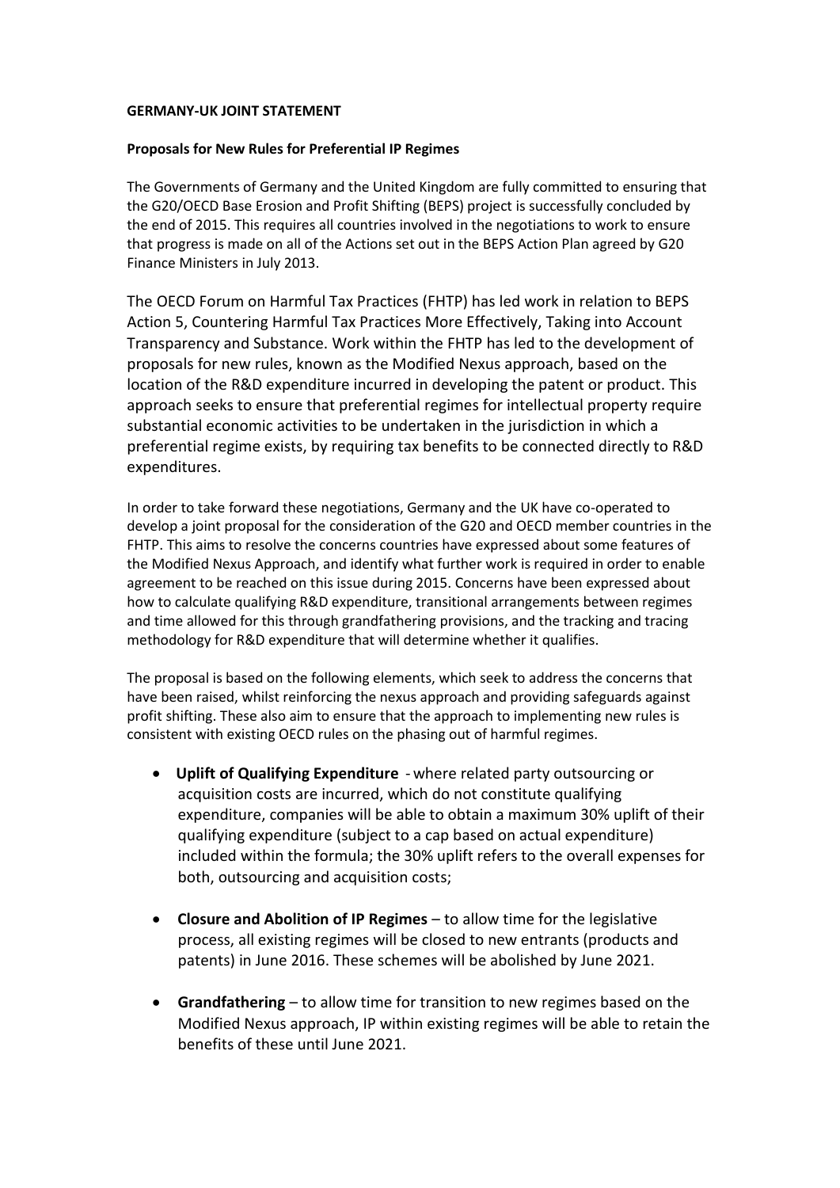**GERMANY-UK JOINT STATEMENT**

**Proposals for New Rules for Preferential IP Regimes**

The Governments of Germany and the United Kingdom are fully committed to ensuring that the G20/OECD Base Erosion and Profit Shifting (BEPS) project is successfully concluded by the end of 2015. This requires all countries involved in the negotiations to work to ensure that progress is made on all of the Actions set out in the BEPS Action Plan agreed by G20 Finance Ministers in July 2013.

The OECD Forum on Harmful Tax Practices (FHTP) has led work in relation to BEPS Action 5, Countering Harmful Tax Practices More Effectively, Taking into Account Transparency and Substance. Work within the FHTP has led to the development of proposals for new rules, known as the Modified Nexus approach, based on the location of the R&D expenditure incurred in developing the patent or product. This approach seeks to ensure that preferential regimes for intellectual property require substantial economic activities to be undertaken in the jurisdiction in which a preferential regime exists, by requiring tax benefits to be connected directly to R&D expenditures.

In order to take forward these negotiations, Germany and the UK have co-operated to develop a joint proposal for the consideration of the G20 and OECD member countries in the FHTP. This aims to resolve the concerns countries have expressed about some features of the Modified Nexus Approach, and identify what further work is required in order to enable agreement to be reached on this issue during 2015. Concerns have been expressed about how to calculate qualifying R&D expenditure, transitional arrangements between regimes and time allowed for this through grandfathering provisions, and the tracking and tracing methodology for R&D expenditure that will determine whether it qualifies.

The proposal is based on the following elements, which seek to address the concerns that have been raised, whilst reinforcing the nexus approach and providing safeguards against profit shifting. These also aim to ensure that the approach to implementing new rules is consistent with existing OECD rules on the phasing out of harmful regimes.

- **Uplift of Qualifying Expenditure** - where related party outsourcing or acquisition costs are incurred, which do not constitute qualifying expenditure, companies will be able to obtain a maximum 30% uplift of their qualifying expenditure (subject to a cap based on actual expenditure) included within the formula; the 30% uplift refers to the overall expenses for both, outsourcing and acquisition costs;
- **Closure and Abolition of IP Regimes** – to allow time for the legislative process, all existing regimes will be closed to new entrants (products and patents) in June 2016. These schemes will be abolished by June 2021.
- **Grandfathering** – to allow time for transition to new regimes based on the Modified Nexus approach, IP within existing regimes will be able to retain the benefits of these until June 2021.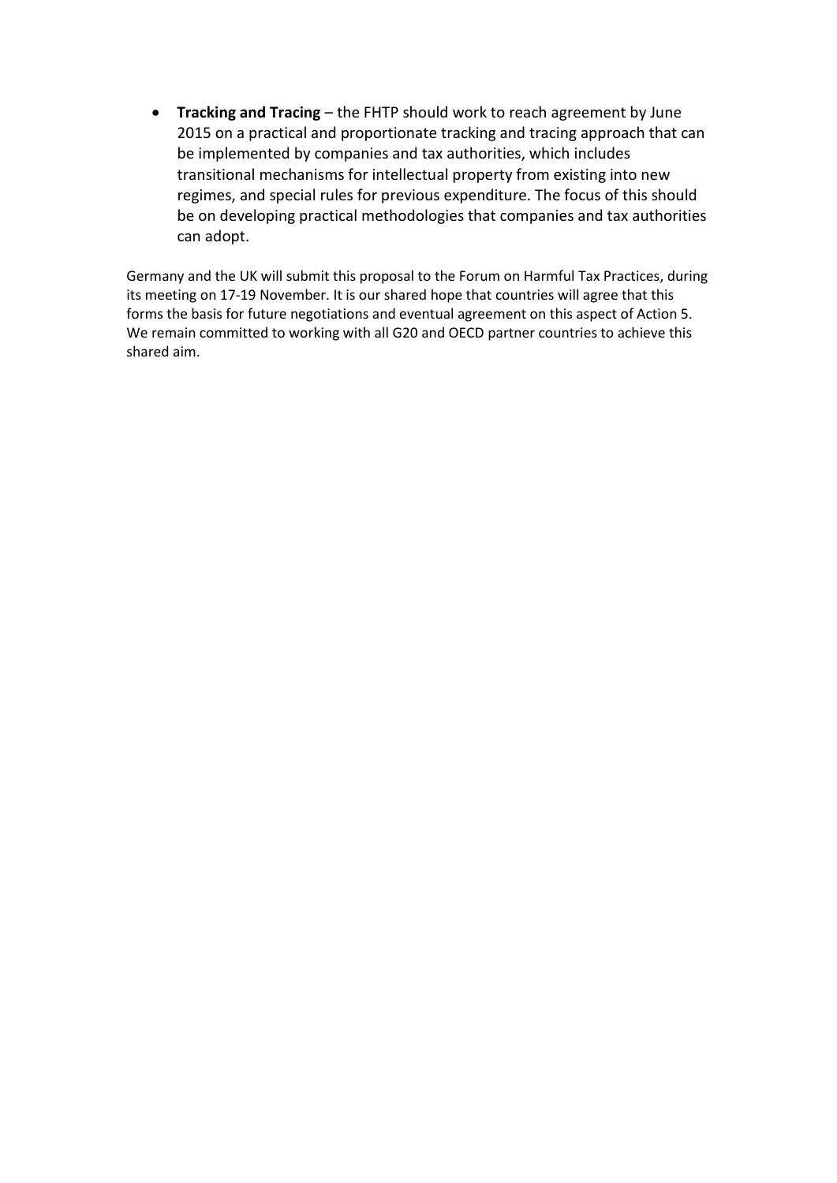- **Tracking and Tracing** – the FHTP should work to reach agreement by June 2015 on a practical and proportionate tracking and tracing approach that can be implemented by companies and tax authorities, which includes transitional mechanisms for intellectual property from existing into new regimes, and special rules for previous expenditure. The focus of this should be on developing practical methodologies that companies and tax authorities can adopt.

Germany and the UK will submit this proposal to the Forum on Harmful Tax Practices, during its meeting on 17-19 November. It is our shared hope that countries will agree that this forms the basis for future negotiations and eventual agreement on this aspect of Action 5. We remain committed to working with all G20 and OECD partner countries to achieve this shared aim.